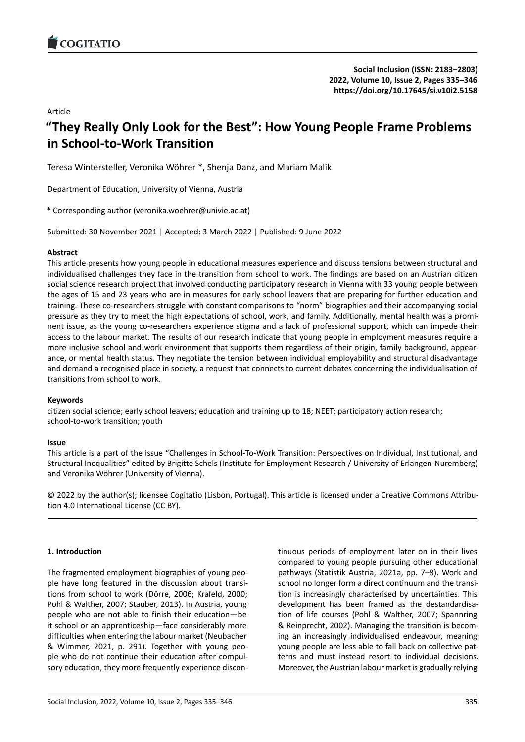Article

# "They Really Only Look for the Best": How Young People Frame Problems in School-to-Work Transition

Teresa Wintersteller, Veronika Wöhrer *, Shenja Danz, and Mariam Malik

Department of Education, University of Vienna, Austria

* Corresponding author (veronika.woehrer@univie.ac.at)

Submitted: 30 November 2021 | Accepted: 3 March 2022 | Published: 9 June 2022

## Abstract

This article presents how young people in educational measures experience and discuss tensions between structural and individualised challenges they face in the transition from school to work. The findings are based on an Austrian citizen social science research project that involved conducting participatory research in Vienna with 33 young people between the ages of 15 and 23 years who are in measures for early school leavers that are preparing for further education and training. These co-researchers struggle with constant comparisons to "norm" biographies and their accompanying social pressure as they try to meet the high expectations of school, work, and family. Additionally, mental health was a prominent issue, as the young co-researchers experience stigma and a lack of professional support, which can impede their access to the labour market. The results of our research indicate that young people in employment measures require a more inclusive school and work environment that supports them regardless of their origin, family background, appearance, or mental health status. They negotiate the tension between individual employability and structural disadvantage and demand a recognised place in society, a request that connects to current debates concerning the individualisation of transitions from school to work.

## Keywords

citizen social science; early school leavers; education and training up to 18; NEET; participatory action research; school-to-work transition; youth

## Issue

This article is a part of the issue "Challenges in School-To-Work Transition: Perspectives on Individual, Institutional, and Structural Inequalities" edited by Brigitte Schels (Institute for Employment Research / University of Erlangen-Nuremberg) and Veronika Wöhrer (University of Vienna).

© 2022 by the author(s); licensee Cogitatio (Lisbon, Portugal). This article is licensed under a Creative Commons Attribution 4.0 International License (CC BY).

## 1. Introduction

The fragmented employment biographies of young people have long featured in the discussion about transitions from school to work (Dörre, 2006; Krafeld, 2000; Pohl & Walther, 2007; Stauber, 2013). In Austria, young people who are not able to finish their education—be it school or an apprenticeship—face considerably more difficulties when entering the labour market (Neubacher & Wimmer, 2021, p. 291). Together with young people who do not continue their education after compulsory education, they more frequently experience discontinuous periods of employment later on in their lives compared to young people pursuing other educational pathways (Statistik Austria, 2021a, pp. 7–8). Work and school no longer form a direct continuum and the transition is increasingly characterised by uncertainties. This development has been framed as the destandardisation of life courses (Pohl & Walther, 2007; Spannring & Reinprecht, 2002). Managing the transition is becoming an increasingly individualised endeavour, meaning young people are less able to fall back on collective patterns and must instead resort to individual decisions. Moreover, the Austrian labour market is gradually relying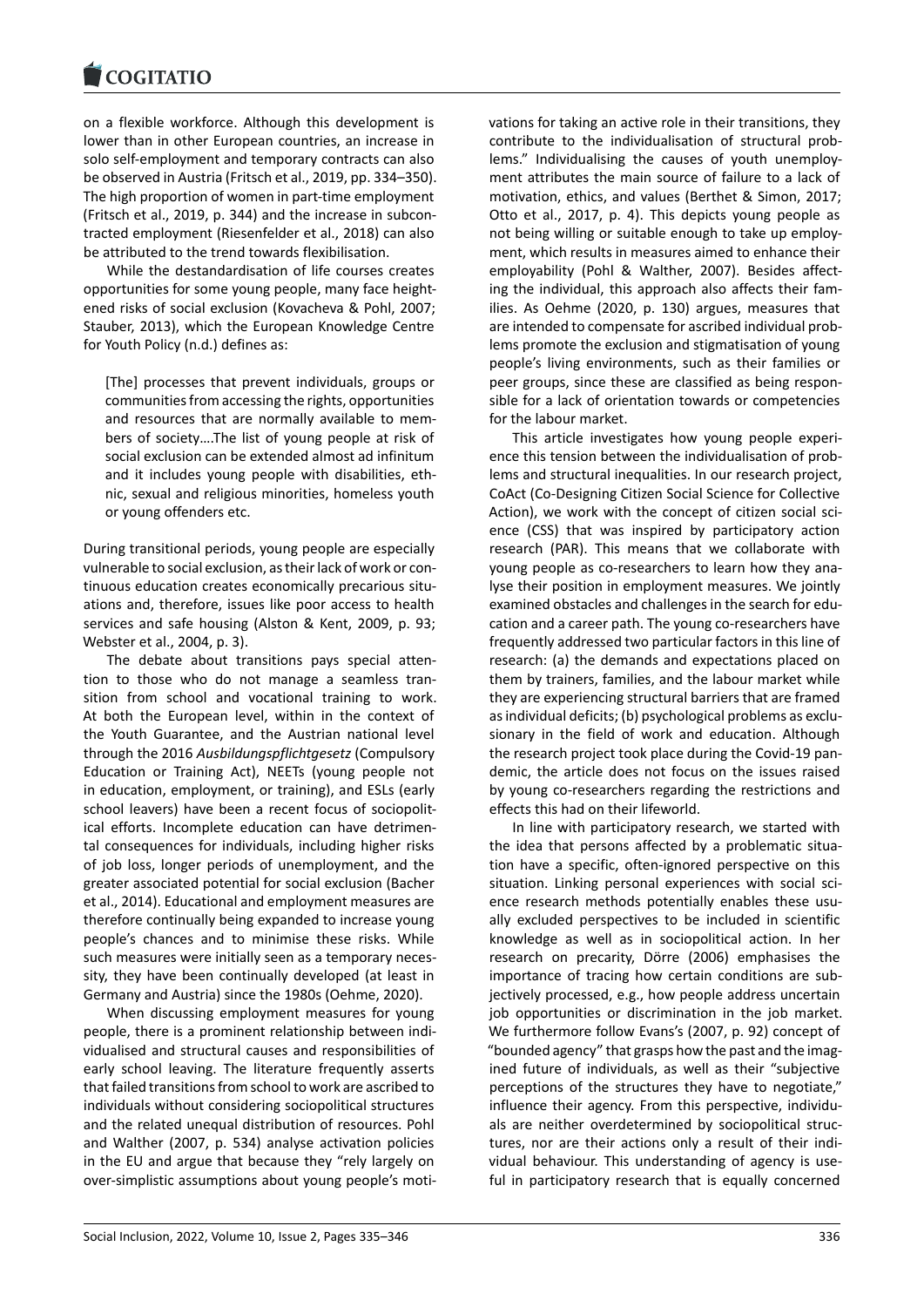on a flexible workforce. Although this development is lower than in other European countries, an increase in solo self-employment and temporary contracts can also be observed in Austria (Fritsch et al., 2019, pp. 334–350). The high proportion of women in part-time employment (Fritsch et al., 2019, p. 344) and the increase in subcontracted employment (Riesenfelder et al., 2018) can also be attributed to the trend towards flexibilisation.

While the destandardisation of life courses creates opportunities for some young people, many face heightened risks of social exclusion (Kovacheva & Pohl, 2007; Stauber, 2013), which the European Knowledge Centre for Youth Policy (n.d.) defines as:

> [The] processes that prevent individuals, groups or communities from accessing the rights, opportunities and resources that are normally available to members of society….The list of young people at risk of social exclusion can be extended almost ad infinitum and it includes young people with disabilities, ethnic, sexual and religious minorities, homeless youth or young offenders etc.

During transitional periods, young people are especially vulnerable to social exclusion, as their lack of work or continuous education creates economically precarious situations and, therefore, issues like poor access to health services and safe housing (Alston & Kent, 2009, p. 93; Webster et al., 2004, p. 3).

The debate about transitions pays special attention to those who do not manage a seamless transition from school and vocational training to work. At both the European level, within in the context of the Youth Guarantee, and the Austrian national level through the 2016 *Ausbildungspflichtgesetz* (Compulsory Education or Training Act), NEETs (young people not in education, employment, or training), and ESLs (early school leavers) have been a recent focus of sociopolitical efforts. Incomplete education can have detrimental consequences for individuals, including higher risks of job loss, longer periods of unemployment, and the greater associated potential for social exclusion (Bacher et al., 2014). Educational and employment measures are therefore continually being expanded to increase young people's chances and to minimise these risks. While such measures were initially seen as a temporary necessity, they have been continually developed (at least in Germany and Austria) since the 1980s (Oehme, 2020).

When discussing employment measures for young people, there is a prominent relationship between individualised and structural causes and responsibilities of early school leaving. The literature frequently asserts that failed transitions from school to work are ascribed to individuals without considering sociopolitical structures and the related unequal distribution of resources. Pohl and Walther (2007, p. 534) analyse activation policies in the EU and argue that because they "rely largely on over-simplistic assumptions about young people's motivations for taking an active role in their transitions, they contribute to the individualisation of structural problems." Individualising the causes of youth unemployment attributes the main source of failure to a lack of motivation, ethics, and values (Berthet & Simon, 2017; Otto et al., 2017, p. 4). This depicts young people as not being willing or suitable enough to take up employment, which results in measures aimed to enhance their employability (Pohl & Walther, 2007). Besides affecting the individual, this approach also affects their families. As Oehme (2020, p. 130) argues, measures that are intended to compensate for ascribed individual problems promote the exclusion and stigmatisation of young people's living environments, such as their families or peer groups, since these are classified as being responsible for a lack of orientation towards or competencies for the labour market.

This article investigates how young people experience this tension between the individualisation of problems and structural inequalities. In our research project, CoAct (Co-Designing Citizen Social Science for Collective Action), we work with the concept of citizen social science (CSS) that was inspired by participatory action research (PAR). This means that we collaborate with young people as co-researchers to learn how they analyse their position in employment measures. We jointly examined obstacles and challenges in the search for education and a career path. The young co-researchers have frequently addressed two particular factors in this line of research: (a) the demands and expectations placed on them by trainers, families, and the labour market while they are experiencing structural barriers that are framed as individual deficits; (b) psychological problems as exclusionary in the field of work and education. Although the research project took place during the Covid-19 pandemic, the article does not focus on the issues raised by young co-researchers regarding the restrictions and effects this had on their lifeworld.

In line with participatory research, we started with the idea that persons affected by a problematic situation have a specific, often-ignored perspective on this situation. Linking personal experiences with social science research methods potentially enables these usually excluded perspectives to be included in scientific knowledge as well as in sociopolitical action. In her research on precarity, Dörre (2006) emphasises the importance of tracing how certain conditions are subjectively processed, e.g., how people address uncertain job opportunities or discrimination in the job market. We furthermore follow Evans's (2007, p. 92) concept of "bounded agency" that grasps how the past and the imagined future of individuals, as well as their "subjective perceptions of the structures they have to negotiate," influence their agency. From this perspective, individuals are neither overdetermined by sociopolitical structures, nor are their actions only a result of their individual behaviour. This understanding of agency is useful in participatory research that is equally concerned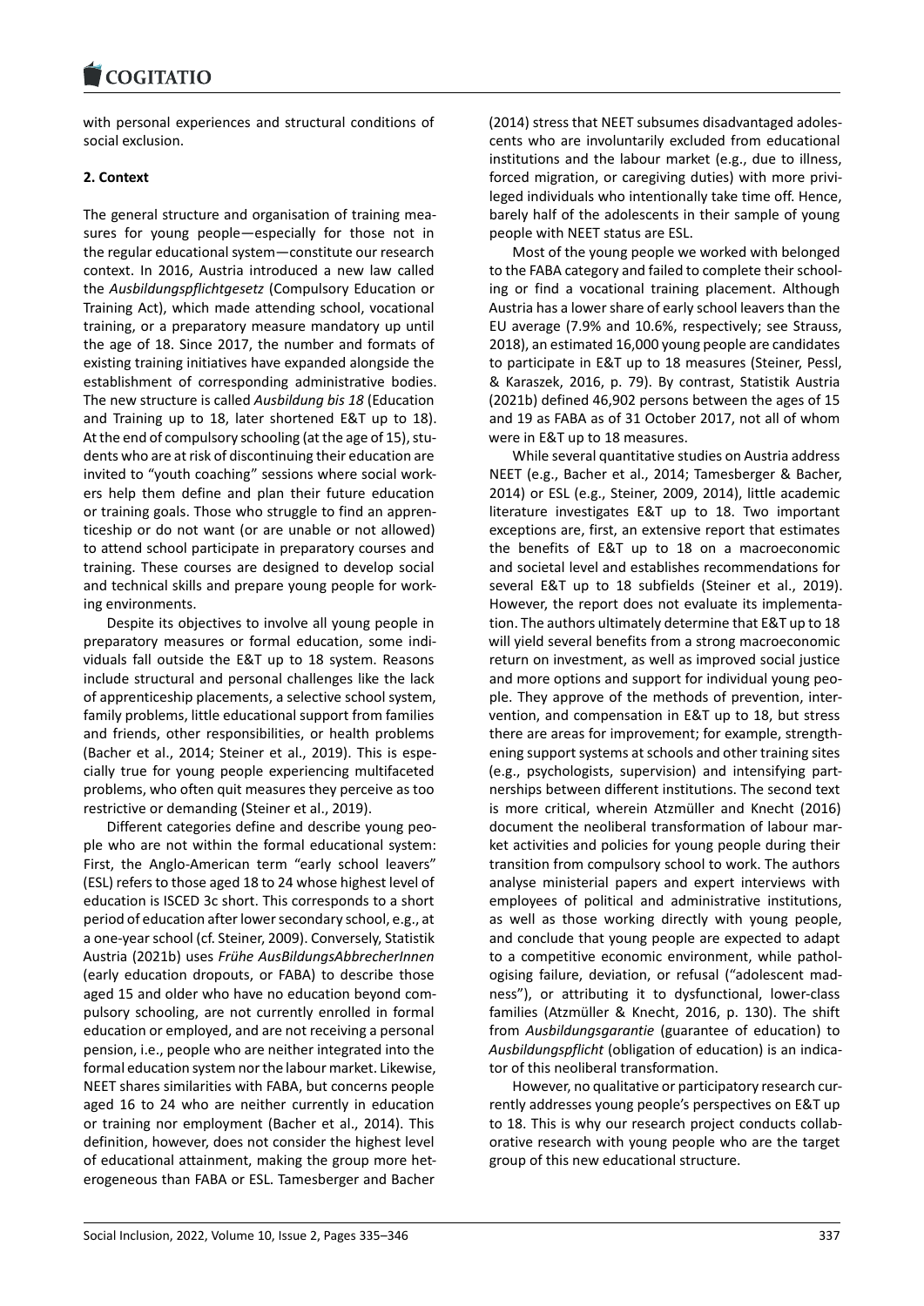with personal experiences and structural conditions of social exclusion.

## 2. Context

The general structure and organisation of training measures for young people—especially for those not in the regular educational system—constitute our research context. In 2016, Austria introduced a new law called the *Ausbildungspflichtgesetz* (Compulsory Education or Training Act), which made attending school, vocational training, or a preparatory measure mandatory up until the age of 18. Since 2017, the number and formats of existing training initiatives have expanded alongside the establishment of corresponding administrative bodies. The new structure is called *Ausbildung bis 18* (Education and Training up to 18, later shortened E&T up to 18). At the end of compulsory schooling (at the age of 15), students who are at risk of discontinuing their education are invited to "youth coaching" sessions where social workers help them define and plan their future education or training goals. Those who struggle to find an apprenticeship or do not want (or are unable or not allowed) to attend school participate in preparatory courses and training. These courses are designed to develop social and technical skills and prepare young people for working environments.

Despite its objectives to involve all young people in preparatory measures or formal education, some individuals fall outside the E&T up to 18 system. Reasons include structural and personal challenges like the lack of apprenticeship placements, a selective school system, family problems, little educational support from families and friends, other responsibilities, or health problems (Bacher et al., 2014; Steiner et al., 2019). This is especially true for young people experiencing multifaceted problems, who often quit measures they perceive as too restrictive or demanding (Steiner et al., 2019).

Different categories define and describe young people who are not within the formal educational system: First, the Anglo-American term "early school leavers" (ESL) refers to those aged 18 to 24 whose highest level of education is ISCED 3c short. This corresponds to a short period of education after lower secondary school, e.g., at a one-year school (cf. Steiner, 2009). Conversely, Statistik Austria (2021b) uses *Frühe AusBildungsAbbrecherInnen* (early education dropouts, or FABA) to describe those aged 15 and older who have no education beyond compulsory schooling, are not currently enrolled in formal education or employed, and are not receiving a personal pension, i.e., people who are neither integrated into the formal education system nor the labour market. Likewise, NEET shares similarities with FABA, but concerns people aged 16 to 24 who are neither currently in education or training nor employment (Bacher et al., 2014). This definition, however, does not consider the highest level of educational attainment, making the group more heterogeneous than FABA or ESL. Tamesberger and Bacher (2014) stress that NEET subsumes disadvantaged adolescents who are involuntarily excluded from educational institutions and the labour market (e.g., due to illness, forced migration, or caregiving duties) with more privileged individuals who intentionally take time off. Hence, barely half of the adolescents in their sample of young people with NEET status are ESL.

Most of the young people we worked with belonged to the FABA category and failed to complete their schooling or find a vocational training placement. Although Austria has a lower share of early school leavers than the EU average (7.9% and 10.6%, respectively; see Strauss, 2018), an estimated 16,000 young people are candidates to participate in E&T up to 18 measures (Steiner, Pessl, & Karaszek, 2016, p. 79). By contrast, Statistik Austria (2021b) defined 46,902 persons between the ages of 15 and 19 as FABA as of 31 October 2017, not all of whom were in E&T up to 18 measures.

While several quantitative studies on Austria address NEET (e.g., Bacher et al., 2014; Tamesberger & Bacher, 2014) or ESL (e.g., Steiner, 2009, 2014), little academic literature investigates E&T up to 18. Two important exceptions are, first, an extensive report that estimates the benefits of E&T up to 18 on a macroeconomic and societal level and establishes recommendations for several E&T up to 18 subfields (Steiner et al., 2019). However, the report does not evaluate its implementation. The authors ultimately determine that E&T up to 18 will yield several benefits from a strong macroeconomic return on investment, as well as improved social justice and more options and support for individual young people. They approve of the methods of prevention, intervention, and compensation in E&T up to 18, but stress there are areas for improvement; for example, strengthening support systems at schools and other training sites (e.g., psychologists, supervision) and intensifying partnerships between different institutions. The second text is more critical, wherein Atzmüller and Knecht (2016) document the neoliberal transformation of labour market activities and policies for young people during their transition from compulsory school to work. The authors analyse ministerial papers and expert interviews with employees of political and administrative institutions, as well as those working directly with young people, and conclude that young people are expected to adapt to a competitive economic environment, while pathologising failure, deviation, or refusal ("adolescent madness"), or attributing it to dysfunctional, lower-class families (Atzmüller & Knecht, 2016, p. 130). The shift from *Ausbildungsgarantie* (guarantee of education) to *Ausbildungspflicht* (obligation of education) is an indicator of this neoliberal transformation.

However, no qualitative or participatory research currently addresses young people's perspectives on E&T up to 18. This is why our research project conducts collaborative research with young people who are the target group of this new educational structure.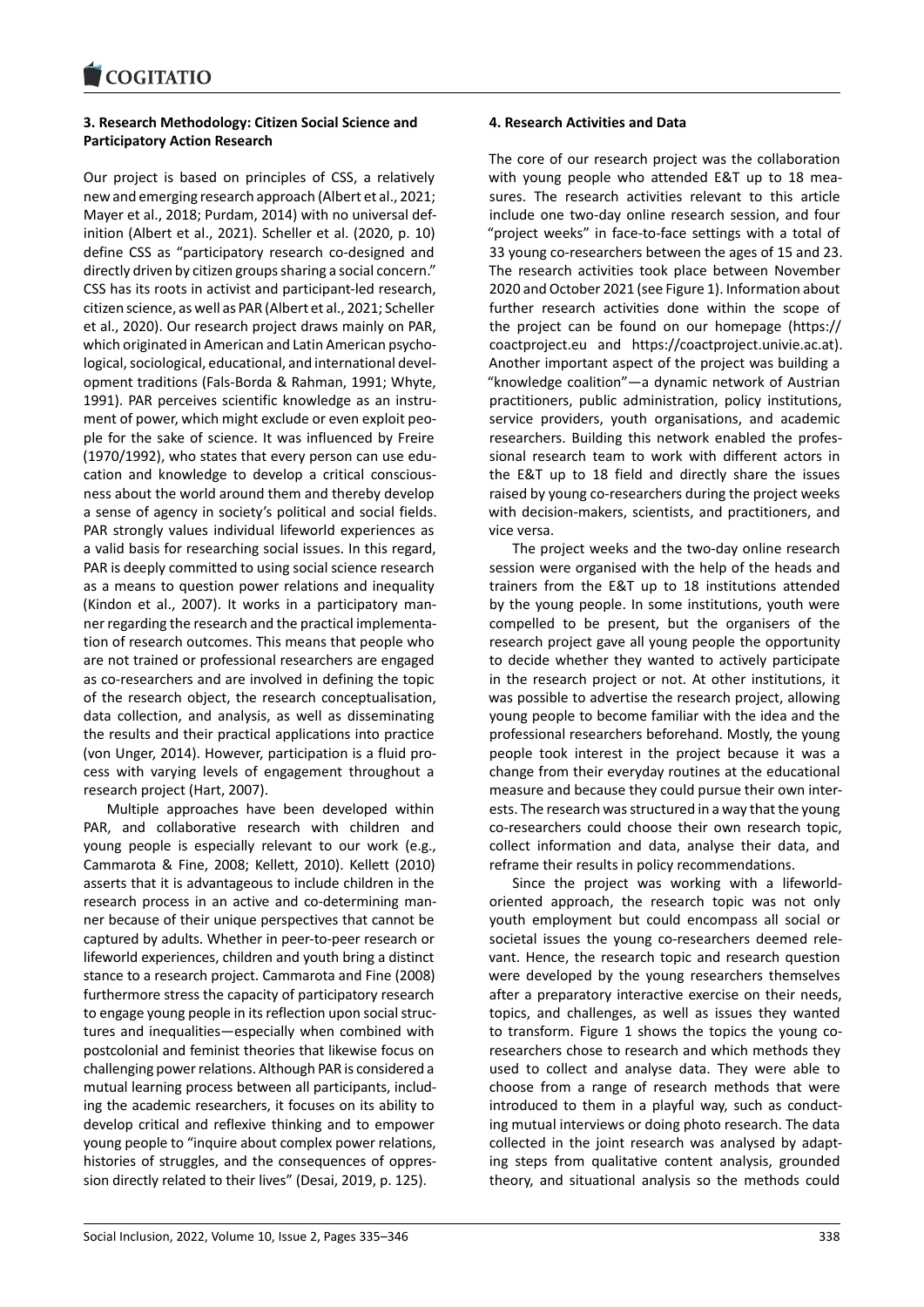## 3. Research Methodology: Citizen Social Science and Participatory Action Research

Our project is based on principles of CSS, a relatively new and emerging research approach (Albert et al., 2021; Mayer et al., 2018; Purdam, 2014) with no universal definition (Albert et al., 2021). Scheller et al. (2020, p. 10) define CSS as "participatory research co-designed and directly driven by citizen groups sharing a social concern." CSS has its roots in activist and participant-led research, citizen science, as well as PAR (Albert et al., 2021; Scheller et al., 2020). Our research project draws mainly on PAR, which originated in American and Latin American psychological, sociological, educational, and international development traditions (Fals-Borda & Rahman, 1991; Whyte, 1991). PAR perceives scientific knowledge as an instrument of power, which might exclude or even exploit people for the sake of science. It was influenced by Freire (1970/1992), who states that every person can use education and knowledge to develop a critical consciousness about the world around them and thereby develop a sense of agency in society's political and social fields. PAR strongly values individual lifeworld experiences as a valid basis for researching social issues. In this regard, PAR is deeply committed to using social science research as a means to question power relations and inequality (Kindon et al., 2007). It works in a participatory manner regarding the research and the practical implementation of research outcomes. This means that people who are not trained or professional researchers are engaged as co-researchers and are involved in defining the topic of the research object, the research conceptualisation, data collection, and analysis, as well as disseminating the results and their practical applications into practice (von Unger, 2014). However, participation is a fluid process with varying levels of engagement throughout a research project (Hart, 2007).

Multiple approaches have been developed within PAR, and collaborative research with children and young people is especially relevant to our work (e.g., Cammarota & Fine, 2008; Kellett, 2010). Kellett (2010) asserts that it is advantageous to include children in the research process in an active and co-determining manner because of their unique perspectives that cannot be captured by adults. Whether in peer-to-peer research or lifeworld experiences, children and youth bring a distinct stance to a research project. Cammarota and Fine (2008) furthermore stress the capacity of participatory research to engage young people in its reflection upon social structures and inequalities—especially when combined with postcolonial and feminist theories that likewise focus on challenging power relations. Although PAR is considered a mutual learning process between all participants, including the academic researchers, it focuses on its ability to develop critical and reflexive thinking and to empower young people to "inquire about complex power relations, histories of struggles, and the consequences of oppression directly related to their lives" (Desai, 2019, p. 125).

## 4. Research Activities and Data

The core of our research project was the collaboration with young people who attended E&T up to 18 measures. The research activities relevant to this article include one two-day online research session, and four "project weeks" in face-to-face settings with a total of 33 young co-researchers between the ages of 15 and 23. The research activities took place between November 2020 and October 2021 (see Figure 1). Information about further research activities done within the scope of the project can be found on our homepage (https://coactproject.eu and https://coactproject.univie.ac.at). Another important aspect of the project was building a "knowledge coalition"—a dynamic network of Austrian practitioners, public administration, policy institutions, service providers, youth organisations, and academic researchers. Building this network enabled the professional research team to work with different actors in the E&T up to 18 field and directly share the issues raised by young co-researchers during the project weeks with decision-makers, scientists, and practitioners, and vice versa.

The project weeks and the two-day online research session were organised with the help of the heads and trainers from the E&T up to 18 institutions attended by the young people. In some institutions, youth were compelled to be present, but the organisers of the research project gave all young people the opportunity to decide whether they wanted to actively participate in the research project or not. At other institutions, it was possible to advertise the research project, allowing young people to become familiar with the idea and the professional researchers beforehand. Mostly, the young people took interest in the project because it was a change from their everyday routines at the educational measure and because they could pursue their own interests. The research was structured in a way that the young co-researchers could choose their own research topic, collect information and data, analyse their data, and reframe their results in policy recommendations.

Since the project was working with a lifeworld-oriented approach, the research topic was not only youth employment but could encompass all social or societal issues the young co-researchers deemed relevant. Hence, the research topic and research question were developed by the young researchers themselves after a preparatory interactive exercise on their needs, topics, and challenges, as well as issues they wanted to transform. Figure 1 shows the topics the young co-researchers chose to research and which methods they used to collect and analyse data. They were able to choose from a range of research methods that were introduced to them in a playful way, such as conducting mutual interviews or doing photo research. The data collected in the joint research was analysed by adapting steps from qualitative content analysis, grounded theory, and situational analysis so the methods could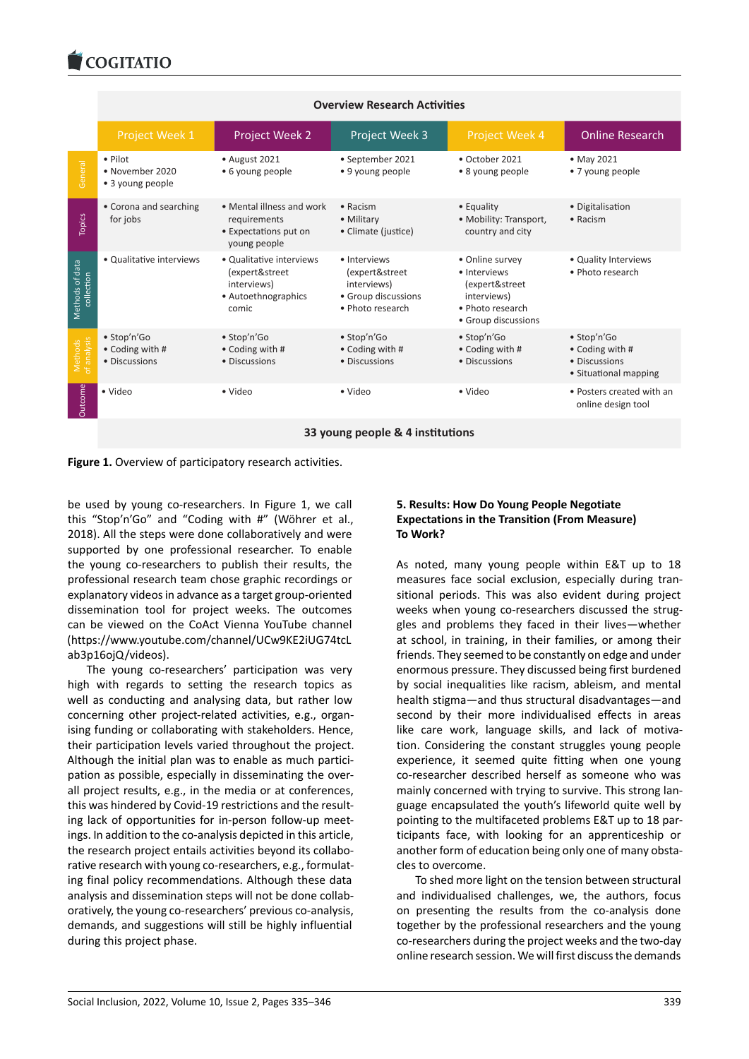| Overview Research Activities | | | | | |
|---|---|---|---|---|---|
| | Project Week 1 | Project Week 2 | Project Week 3 | Project Week 4 | Online Research |
| General | • Pilot<br>• November 2020<br>• 3 young people | • August 2021<br>• 6 young people | • September 2021<br>• 9 young people | • October 2021<br>• 8 young people | • May 2021<br>• 7 young people |
| Topics | • Corona and searching for jobs | • Mental illness and work requirements<br>• Expectations put on young people | • Racism<br>• Military<br>• Climate (justice) | • Equality<br>• Mobility: Transport, country and city | • Digitalisation<br>• Racism |
| Methods of data collection | • Qualitative interviews | • Qualitative interviews (expert&street interviews)<br>• Autoethnographics comic | • Interviews (expert&street interviews)<br>• Group discussions<br>• Photo research | • Online survey<br>• Interviews (expert&street interviews)<br>• Photo research<br>• Group discussions | • Quality Interviews<br>• Photo research |
| Methods of analysis | • Stop'n'Go<br>• Coding with #<br>• Discussions | • Stop'n'Go<br>• Coding with #<br>• Discussions | • Stop'n'Go<br>• Coding with #<br>• Discussions | • Stop'n'Go<br>• Coding with #<br>• Discussions | • Stop'n'Go<br>• Coding with #<br>• Discussions<br>• Situational mapping |
| Outcome | • Video | • Video | • Video | • Video | • Posters created with an online design tool |
| 33 young people & 4 institutions | | | | | |

**Figure 1.** Overview of participatory research activities.

be used by young co-researchers. In Figure 1, we call this "Stop'n'Go" and "Coding with #" (Wöhrer et al., 2018). All the steps were done collaboratively and were supported by one professional researcher. To enable the young co-researchers to publish their results, the professional research team chose graphic recordings or explanatory videos in advance as a target group-oriented dissemination tool for project weeks. The outcomes can be viewed on the CoAct Vienna YouTube channel (https://www.youtube.com/channel/UCw9KE2iUG74tcLab3p16ojQ/videos).

The young co-researchers' participation was very high with regards to setting the research topics as well as conducting and analysing data, but rather low concerning other project-related activities, e.g., organising funding or collaborating with stakeholders. Hence, their participation levels varied throughout the project. Although the initial plan was to enable as much participation as possible, especially in disseminating the overall project results, e.g., in the media or at conferences, this was hindered by Covid-19 restrictions and the resulting lack of opportunities for in-person follow-up meetings. In addition to the co-analysis depicted in this article, the research project entails activities beyond its collaborative research with young co-researchers, e.g., formulating final policy recommendations. Although these data analysis and dissemination steps will not be done collaboratively, the young co-researchers' previous co-analysis, demands, and suggestions will still be highly influential during this project phase.

## 5. Results: How Do Young People Negotiate Expectations in the Transition (From Measure) To Work?

As noted, many young people within E&T up to 18 measures face social exclusion, especially during transitional periods. This was also evident during project weeks when young co-researchers discussed the struggles and problems they faced in their lives—whether at school, in training, in their families, or among their friends. They seemed to be constantly on edge and under enormous pressure. They discussed being first burdened by social inequalities like racism, ableism, and mental health stigma—and thus structural disadvantages—and second by their more individualised factors in areas like care work, language skills, and lack of motivation. Considering the constant struggles young people experience, it seemed quite fitting when one young co-researcher described herself as someone who was mainly concerned with trying to survive. This strong language encapsulated the youth's lifeworld quite well by pointing to the multifaceted problems E&T up to 18 participants face, with looking for an apprenticeship or another form of education being only one of many obstacles to overcome.

To shed more light on the tension between structural and individualised challenges, we, the authors, focus on presenting the results from the co-analysis done together by the professional researchers and the young co-researchers during the project weeks and the two-day online research session. We will first discuss the demands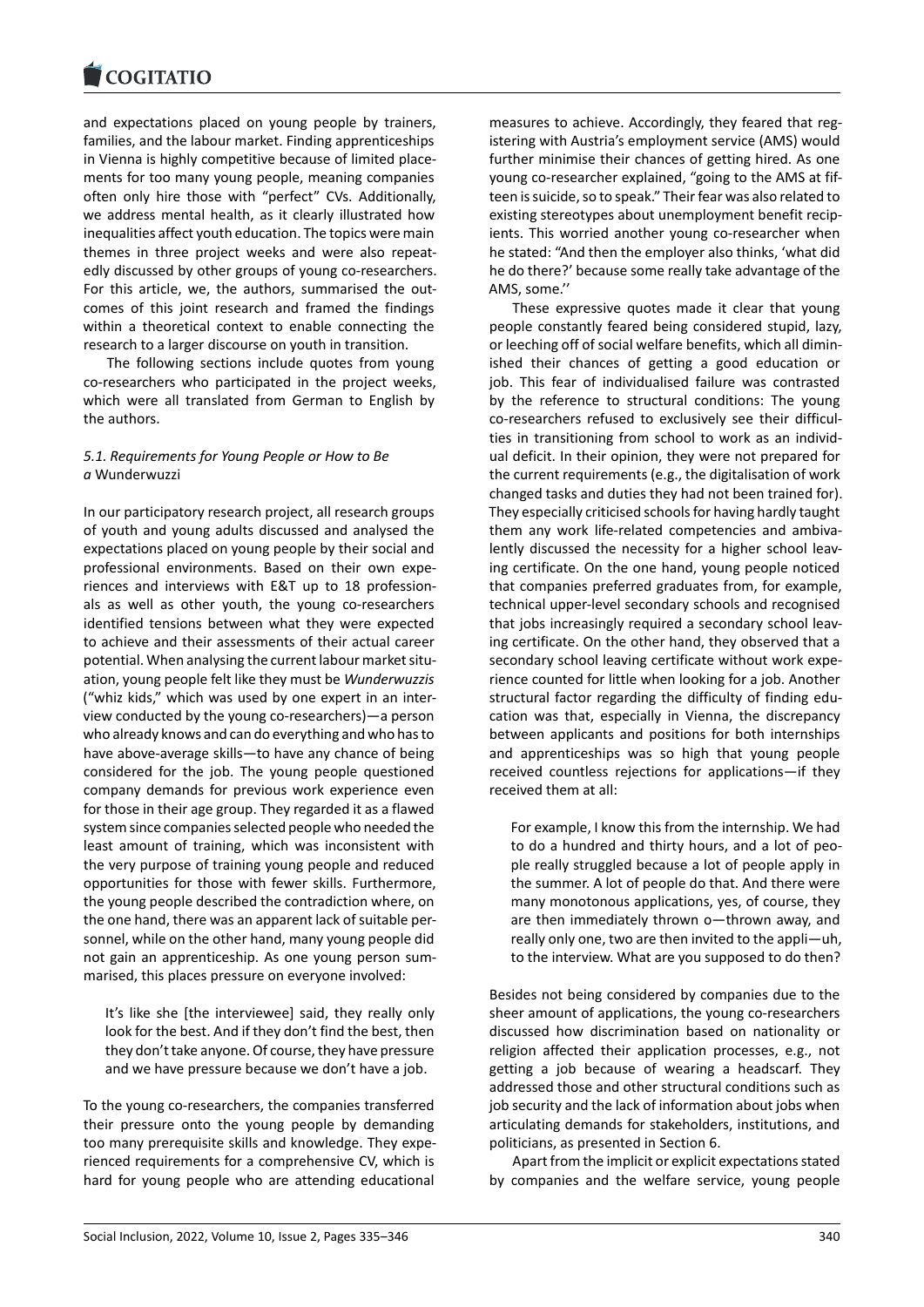and expectations placed on young people by trainers, families, and the labour market. Finding apprenticeships in Vienna is highly competitive because of limited placements for too many young people, meaning companies often only hire those with "perfect" CVs. Additionally, we address mental health, as it clearly illustrated how inequalities affect youth education. The topics were main themes in three project weeks and were also repeatedly discussed by other groups of young co-researchers. For this article, we, the authors, summarised the outcomes of this joint research and framed the findings within a theoretical context to enable connecting the research to a larger discourse on youth in transition.

The following sections include quotes from young co-researchers who participated in the project weeks, which were all translated from German to English by the authors.

### 5.1. Requirements for Young People or How to Be a *Wunderwuzzi*

In our participatory research project, all research groups of youth and young adults discussed and analysed the expectations placed on young people by their social and professional environments. Based on their own experiences and interviews with E&T up to 18 professionals as well as other youth, the young co-researchers identified tensions between what they were expected to achieve and their assessments of their actual career potential. When analysing the current labour market situation, young people felt like they must be *Wunderwuzzis* ("whiz kids," which was used by one expert in an interview conducted by the young co-researchers)—a person who already knows and can do everything and who has to have above-average skills—to have any chance of being considered for the job. The young people questioned company demands for previous work experience even for those in their age group. They regarded it as a flawed system since companies selected people who needed the least amount of training, which was inconsistent with the very purpose of training young people and reduced opportunities for those with fewer skills. Furthermore, the young people described the contradiction where, on the one hand, there was an apparent lack of suitable personnel, while on the other hand, many young people did not gain an apprenticeship. As one young person summarised, this places pressure on everyone involved:

> It's like she [the interviewee] said, they really only look for the best. And if they don't find the best, then they don't take anyone. Of course, they have pressure and we have pressure because we don't have a job.

To the young co-researchers, the companies transferred their pressure onto the young people by demanding too many prerequisite skills and knowledge. They experienced requirements for a comprehensive CV, which is hard for young people who are attending educational measures to achieve. Accordingly, they feared that registering with Austria's employment service (AMS) would further minimise their chances of getting hired. As one young co-researcher explained, "going to the AMS at fifteen is suicide, so to speak." Their fear was also related to existing stereotypes about unemployment benefit recipients. This worried another young co-researcher when he stated: "And then the employer also thinks, 'what did he do there?' because some really take advantage of the AMS, some.''

These expressive quotes made it clear that young people constantly feared being considered stupid, lazy, or leeching off of social welfare benefits, which all diminished their chances of getting a good education or job. This fear of individualised failure was contrasted by the reference to structural conditions: The young co-researchers refused to exclusively see their difficulties in transitioning from school to work as an individual deficit. In their opinion, they were not prepared for the current requirements (e.g., the digitalisation of work changed tasks and duties they had not been trained for). They especially criticised schools for having hardly taught them any work life-related competencies and ambivalently discussed the necessity for a higher school leaving certificate. On the one hand, young people noticed that companies preferred graduates from, for example, technical upper-level secondary schools and recognised that jobs increasingly required a secondary school leaving certificate. On the other hand, they observed that a secondary school leaving certificate without work experience counted for little when looking for a job. Another structural factor regarding the difficulty of finding education was that, especially in Vienna, the discrepancy between applicants and positions for both internships and apprenticeships was so high that young people received countless rejections for applications—if they received them at all:

> For example, I know this from the internship. We had to do a hundred and thirty hours, and a lot of people really struggled because a lot of people apply in the summer. A lot of people do that. And there were many monotonous applications, yes, of course, they are then immediately thrown o—thrown away, and really only one, two are then invited to the appli—uh, to the interview. What are you supposed to do then?

Besides not being considered by companies due to the sheer amount of applications, the young co-researchers discussed how discrimination based on nationality or religion affected their application processes, e.g., not getting a job because of wearing a headscarf. They addressed those and other structural conditions such as job security and the lack of information about jobs when articulating demands for stakeholders, institutions, and politicians, as presented in Section 6.

Apart from the implicit or explicit expectations stated by companies and the welfare service, young people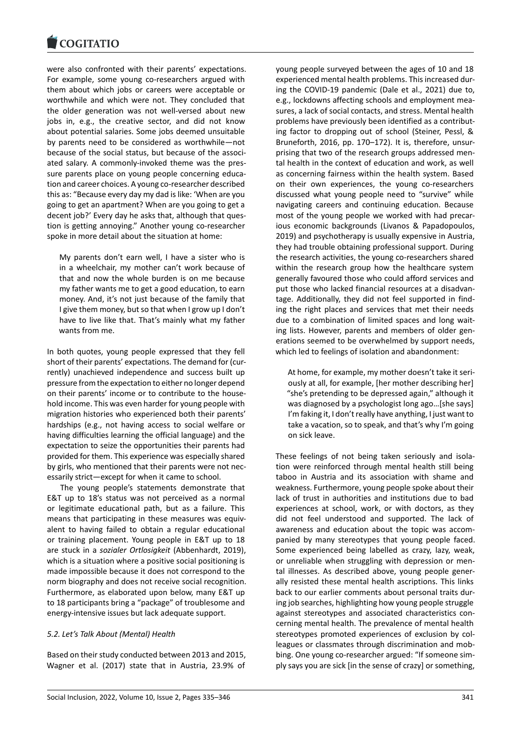were also confronted with their parents' expectations. For example, some young co-researchers argued with them about which jobs or careers were acceptable or worthwhile and which were not. They concluded that the older generation was not well-versed about new jobs in, e.g., the creative sector, and did not know about potential salaries. Some jobs deemed unsuitable by parents need to be considered as worthwhile—not because of the social status, but because of the associated salary. A commonly-invoked theme was the pressure parents place on young people concerning education and career choices. A young co-researcher described this as: "Because every day my dad is like: 'When are you going to get an apartment? When are you going to get a decent job?' Every day he asks that, although that question is getting annoying." Another young co-researcher spoke in more detail about the situation at home:

> My parents don't earn well, I have a sister who is in a wheelchair, my mother can't work because of that and now the whole burden is on me because my father wants me to get a good education, to earn money. And, it's not just because of the family that I give them money, but so that when I grow up I don't have to live like that. That's mainly what my father wants from me.

In both quotes, young people expressed that they fell short of their parents' expectations. The demand for (currently) unachieved independence and success built up pressure from the expectation to either no longer depend on their parents' income or to contribute to the household income. This was even harder for young people with migration histories who experienced both their parents' hardships (e.g., not having access to social welfare or having difficulties learning the official language) and the expectation to seize the opportunities their parents had provided for them. This experience was especially shared by girls, who mentioned that their parents were not necessarily strict—except for when it came to school.

The young people's statements demonstrate that E&T up to 18's status was not perceived as a normal or legitimate educational path, but as a failure. This means that participating in these measures was equivalent to having failed to obtain a regular educational or training placement. Young people in E&T up to 18 are stuck in a *sozialer Ortlosigkeit* (Abbenhardt, 2019), which is a situation where a positive social positioning is made impossible because it does not correspond to the norm biography and does not receive social recognition. Furthermore, as elaborated upon below, many E&T up to 18 participants bring a "package" of troublesome and energy-intensive issues but lack adequate support.

### *5.2. Let's Talk About (Mental) Health*

Based on their study conducted between 2013 and 2015, Wagner et al. (2017) state that in Austria, 23.9% of young people surveyed between the ages of 10 and 18 experienced mental health problems. This increased during the COVID-19 pandemic (Dale et al., 2021) due to, e.g., lockdowns affecting schools and employment measures, a lack of social contacts, and stress. Mental health problems have previously been identified as a contributing factor to dropping out of school (Steiner, Pessl, & Bruneforth, 2016, pp. 170–172). It is, therefore, unsurprising that two of the research groups addressed mental health in the context of education and work, as well as concerning fairness within the health system. Based on their own experiences, the young co-researchers discussed what young people need to "survive" while navigating careers and continuing education. Because most of the young people we worked with had precarious economic backgrounds (Livanos & Papadopoulos, 2019) and psychotherapy is usually expensive in Austria, they had trouble obtaining professional support. During the research activities, the young co-researchers shared within the research group how the healthcare system generally favoured those who could afford services and put those who lacked financial resources at a disadvantage. Additionally, they did not feel supported in finding the right places and services that met their needs due to a combination of limited spaces and long waiting lists. However, parents and members of older generations seemed to be overwhelmed by support needs, which led to feelings of isolation and abandonment:

> At home, for example, my mother doesn't take it seriously at all, for example, [her mother describing her] "she's pretending to be depressed again," although it was diagnosed by a psychologist long ago…[she says] I'm faking it, I don't really have anything, I just want to take a vacation, so to speak, and that's why I'm going on sick leave.

These feelings of not being taken seriously and isolation were reinforced through mental health still being taboo in Austria and its association with shame and weakness. Furthermore, young people spoke about their lack of trust in authorities and institutions due to bad experiences at school, work, or with doctors, as they did not feel understood and supported. The lack of awareness and education about the topic was accompanied by many stereotypes that young people faced. Some experienced being labelled as crazy, lazy, weak, or unreliable when struggling with depression or mental illnesses. As described above, young people generally resisted these mental health ascriptions. This links back to our earlier comments about personal traits during job searches, highlighting how young people struggle against stereotypes and associated characteristics concerning mental health. The prevalence of mental health stereotypes promoted experiences of exclusion by colleagues or classmates through discrimination and mobbing. One young co-researcher argued: "If someone simply says you are sick [in the sense of crazy] or something,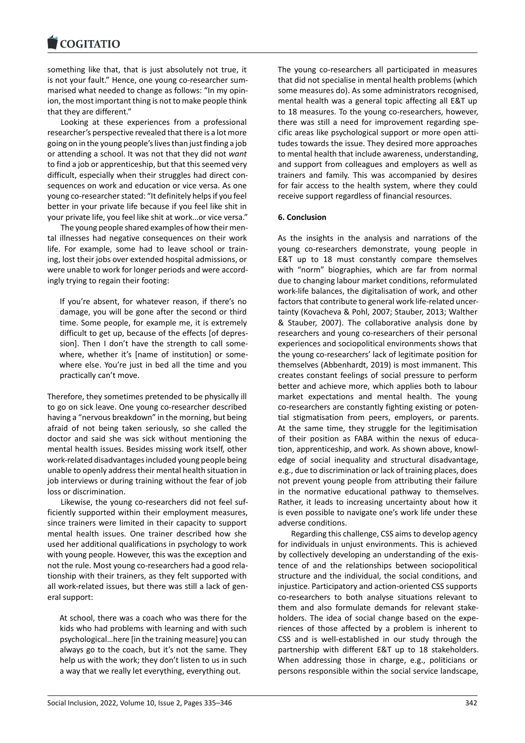something like that, that is just absolutely not true, it is not your fault." Hence, one young co-researcher summarised what needed to change as follows: "In my opinion, the most important thing is not to make people think that they are different."

Looking at these experiences from a professional researcher's perspective revealed that there is a lot more going on in the young people's lives than just finding a job or attending a school. It was not that they did not *want* to find a job or apprenticeship, but that this seemed very difficult, especially when their struggles had direct consequences on work and education or vice versa. As one young co-researcher stated: "It definitely helps if you feel better in your private life because if you feel like shit in your private life, you feel like shit at work…or vice versa."

The young people shared examples of how their mental illnesses had negative consequences on their work life. For example, some had to leave school or training, lost their jobs over extended hospital admissions, or were unable to work for longer periods and were accordingly trying to regain their footing:

> If you're absent, for whatever reason, if there's no damage, you will be gone after the second or third time. Some people, for example me, it is extremely difficult to get up, because of the effects [of depression]. Then I don't have the strength to call somewhere, whether it's [name of institution] or somewhere else. You're just in bed all the time and you practically can't move.

Therefore, they sometimes pretended to be physically ill to go on sick leave. One young co-researcher described having a "nervous breakdown" in the morning, but being afraid of not being taken seriously, so she called the doctor and said she was sick without mentioning the mental health issues. Besides missing work itself, other work-related disadvantages included young people being unable to openly address their mental health situation in job interviews or during training without the fear of job loss or discrimination.

Likewise, the young co-researchers did not feel sufficiently supported within their employment measures, since trainers were limited in their capacity to support mental health issues. One trainer described how she used her additional qualifications in psychology to work with young people. However, this was the exception and not the rule. Most young co-researchers had a good relationship with their trainers, as they felt supported with all work-related issues, but there was still a lack of general support:

> At school, there was a coach who was there for the kids who had problems with learning and with such psychological…here [in the training measure] you can always go to the coach, but it's not the same. They help us with the work; they don't listen to us in such a way that we really let everything, everything out.

The young co-researchers all participated in measures that did not specialise in mental health problems (which some measures do). As some administrators recognised, mental health was a general topic affecting all E&T up to 18 measures. To the young co-researchers, however, there was still a need for improvement regarding specific areas like psychological support or more open attitudes towards the issue. They desired more approaches to mental health that include awareness, understanding, and support from colleagues and employers as well as trainers and family. This was accompanied by desires for fair access to the health system, where they could receive support regardless of financial resources.

## 6. Conclusion

As the insights in the analysis and narrations of the young co-researchers demonstrate, young people in E&T up to 18 must constantly compare themselves with "norm" biographies, which are far from normal due to changing labour market conditions, reformulated work-life balances, the digitalisation of work, and other factors that contribute to general work life-related uncertainty (Kovacheva & Pohl, 2007; Stauber, 2013; Walther & Stauber, 2007). The collaborative analysis done by researchers and young co-researchers of their personal experiences and sociopolitical environments shows that the young co-researchers' lack of legitimate position for themselves (Abbenhardt, 2019) is most immanent. This creates constant feelings of social pressure to perform better and achieve more, which applies both to labour market expectations and mental health. The young co-researchers are constantly fighting existing or potential stigmatisation from peers, employers, or parents. At the same time, they struggle for the legitimisation of their position as FABA within the nexus of education, apprenticeship, and work. As shown above, knowledge of social inequality and structural disadvantage, e.g., due to discrimination or lack of training places, does not prevent young people from attributing their failure in the normative educational pathway to themselves. Rather, it leads to increasing uncertainty about how it is even possible to navigate one's work life under these adverse conditions.

Regarding this challenge, CSS aims to develop agency for individuals in unjust environments. This is achieved by collectively developing an understanding of the existence of and the relationships between sociopolitical structure and the individual, the social conditions, and injustice. Participatory and action-oriented CSS supports co-researchers to both analyse situations relevant to them and also formulate demands for relevant stakeholders. The idea of social change based on the experiences of those affected by a problem is inherent to CSS and is well-established in our study through the partnership with different E&T up to 18 stakeholders. When addressing those in charge, e.g., politicians or persons responsible within the social service landscape,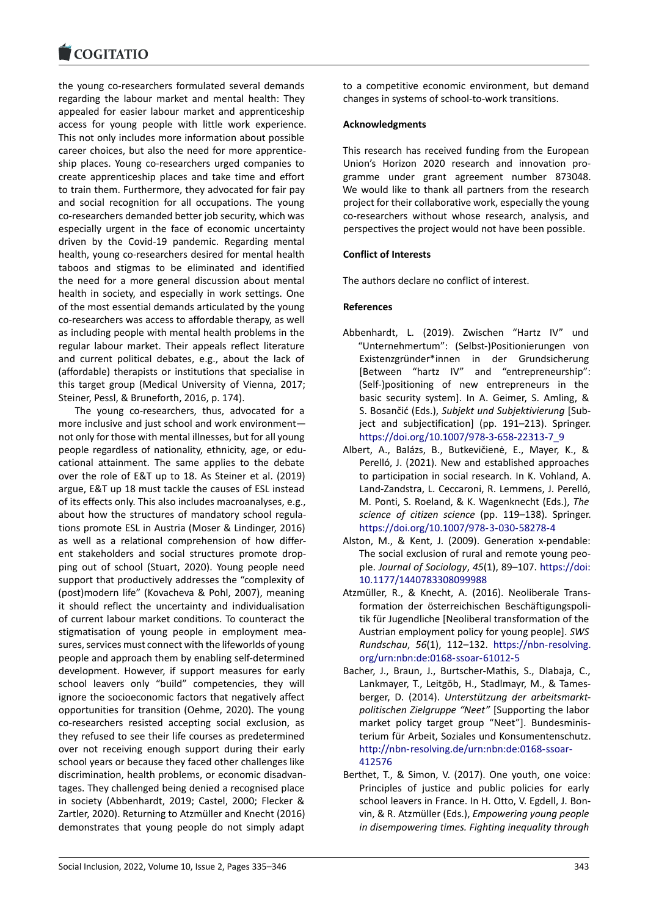the young co-researchers formulated several demands regarding the labour market and mental health: They appealed for easier labour market and apprenticeship access for young people with little work experience. This not only includes more information about possible career choices, but also the need for more apprenticeship places. Young co-researchers urged companies to create apprenticeship places and take time and effort to train them. Furthermore, they advocated for fair pay and social recognition for all occupations. The young co-researchers demanded better job security, which was especially urgent in the face of economic uncertainty driven by the Covid-19 pandemic. Regarding mental health, young co-researchers desired for mental health taboos and stigmas to be eliminated and identified the need for a more general discussion about mental health in society, and especially in work settings. One of the most essential demands articulated by the young co-researchers was access to affordable therapy, as well as including people with mental health problems in the regular labour market. Their appeals reflect literature and current political debates, e.g., about the lack of (affordable) therapists or institutions that specialise in this target group (Medical University of Vienna, 2017; Steiner, Pessl, & Bruneforth, 2016, p. 174).

The young co-researchers, thus, advocated for a more inclusive and just school and work environment—not only for those with mental illnesses, but for all young people regardless of nationality, ethnicity, age, or educational attainment. The same applies to the debate over the role of E&T up to 18. As Steiner et al. (2019) argue, E&T up 18 must tackle the causes of ESL instead of its effects only. This also includes macroanalyses, e.g., about how the structures of mandatory school regulations promote ESL in Austria (Moser & Lindinger, 2016) as well as a relational comprehension of how different stakeholders and social structures promote dropping out of school (Stuart, 2020). Young people need support that productively addresses the "complexity of (post)modern life" (Kovacheva & Pohl, 2007), meaning it should reflect the uncertainty and individualisation of current labour market conditions. To counteract the stigmatisation of young people in employment measures, services must connect with the lifeworlds of young people and approach them by enabling self-determined development. However, if support measures for early school leavers only "build" competencies, they will ignore the socioeconomic factors that negatively affect opportunities for transition (Oehme, 2020). The young co-researchers resisted accepting social exclusion, as they refused to see their life courses as predetermined over not receiving enough support during their early school years or because they faced other challenges like discrimination, health problems, or economic disadvantages. They challenged being denied a recognised place in society (Abbenhardt, 2019; Castel, 2000; Flecker & Zartler, 2020). Returning to Atzmüller and Knecht (2016) demonstrates that young people do not simply adapt to a competitive economic environment, but demand changes in systems of school-to-work transitions.

## Acknowledgments

This research has received funding from the European Union's Horizon 2020 research and innovation programme under grant agreement number 873048. We would like to thank all partners from the research project for their collaborative work, especially the young co-researchers without whose research, analysis, and perspectives the project would not have been possible.

## Conflict of Interests

The authors declare no conflict of interest.

## References

Abbenhardt, L. (2019). Zwischen "Hartz IV" und "Unternehmertum": (Selbst-)Positionierungen von Existenzgründer*innen in der Grundsicherung [Between "hartz IV" and "entrepreneurship": (Self-)positioning of new entrepreneurs in the basic security system]. In A. Geimer, S. Amling, & S. Bosančić (Eds.), *Subjekt und Subjektivierung* [Subject and subjectification] (pp. 191–213). Springer. https://doi.org/10.1007/978-3-658-22313-7_9

Albert, A., Balázs, B., Butkevičienė, E., Mayer, K., & Perelló, J. (2021). New and established approaches to participation in social research. In K. Vohland, A. Land-Zandstra, L. Ceccaroni, R. Lemmens, J. Perelló, M. Ponti, S. Roeland, & K. Wagenknecht (Eds.), *The science of citizen science* (pp. 119–138). Springer. https://doi.org/10.1007/978-3-030-58278-4

Alston, M., & Kent, J. (2009). Generation x-pendable: The social exclusion of rural and remote young people. *Journal of Sociology*, *45*(1), 89–107. https://doi:10.1177/1440783308099988

Atzmüller, R., & Knecht, A. (2016). Neoliberale Transformation der österreichischen Beschäftigungspolitik für Jugendliche [Neoliberal transformation of the Austrian employment policy for young people]. *SWS Rundschau*, *56*(1), 112–132. https://nbn-resolving.org/urn:nbn:de:0168-ssoar-61012-5

Bacher, J., Braun, J., Burtscher-Mathis, S., Dlabaja, C., Lankmayer, T., Leitgöb, H., Stadlmayr, M., & Tamesberger, D. (2014). *Unterstützung der arbeitsmarktpolitischen Zielgruppe "Neet"* [Supporting the labor market policy target group "Neet"]. Bundesministerium für Arbeit, Soziales und Konsumentenschutz. http://nbn-resolving.de/urn:nbn:de:0168-ssoar-412576

Berthet, T., & Simon, V. (2017). One youth, one voice: Principles of justice and public policies for early school leavers in France. In H. Otto, V. Egdell, J. Bonvin, & R. Atzmüller (Eds.), *Empowering young people in disempowering times. Fighting inequality through*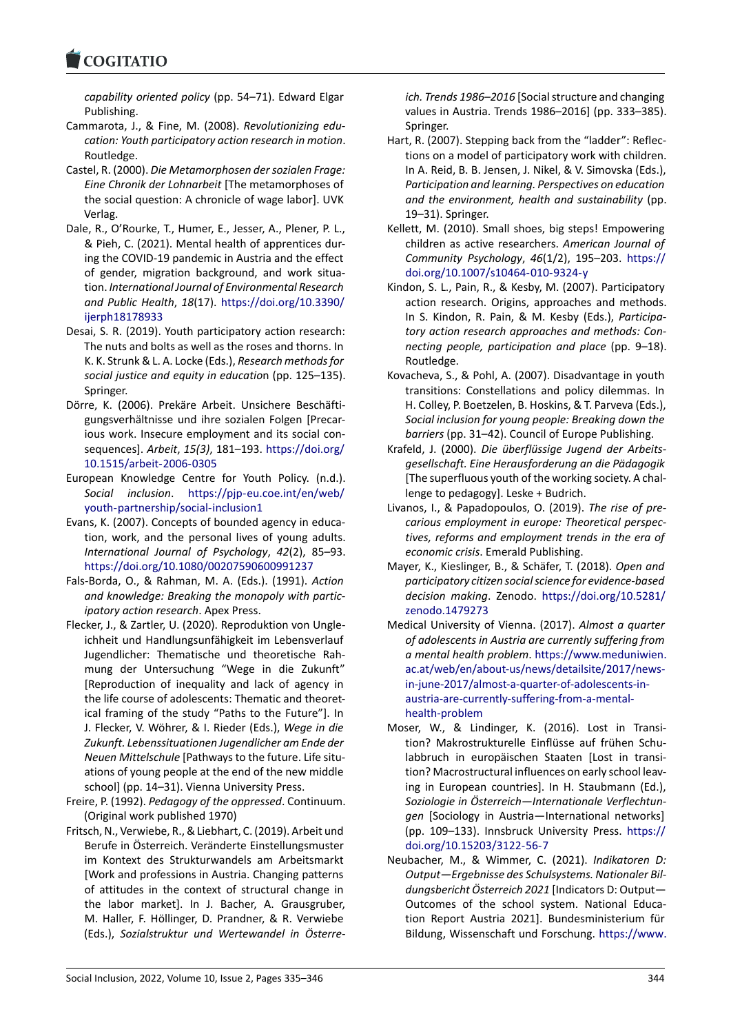*capability oriented policy* (pp. 54–71). Edward Elgar Publishing.

Cammarota, J., & Fine, M. (2008). *Revolutionizing education: Youth participatory action research in motion*. Routledge.

Castel, R. (2000). *Die Metamorphosen der sozialen Frage: Eine Chronik der Lohnarbeit* [The metamorphoses of the social question: A chronicle of wage labor]. UVK Verlag.

Dale, R., O'Rourke, T., Humer, E., Jesser, A., Plener, P. L., & Pieh, C. (2021). Mental health of apprentices during the COVID-19 pandemic in Austria and the effect of gender, migration background, and work situation. *International Journal of Environmental Research and Public Health*, *18*(17). https://doi.org/10.3390/ijerph18178933

Desai, S. R. (2019). Youth participatory action research: The nuts and bolts as well as the roses and thorns. In K. K. Strunk & L. A. Locke (Eds.), *Research methods for social justice and equity in education* (pp. 125–135). Springer.

Dörre, K. (2006). Prekäre Arbeit. Unsichere Beschäftigungsverhältnisse und ihre sozialen Folgen [Precarious work. Insecure employment and its social consequences]. *Arbeit*, *15(3)*, 181–193. https://doi.org/10.1515/arbeit-2006-0305

European Knowledge Centre for Youth Policy. (n.d.). *Social inclusion*. https://pjp-eu.coe.int/en/web/youth-partnership/social-inclusion1

Evans, K. (2007). Concepts of bounded agency in education, work, and the personal lives of young adults. *International Journal of Psychology*, *42*(2), 85–93. https://doi.org/10.1080/00207590600991237

Fals-Borda, O., & Rahman, M. A. (Eds.). (1991). *Action and knowledge: Breaking the monopoly with participatory action research*. Apex Press.

Flecker, J., & Zartler, U. (2020). Reproduktion von Ungleichheit und Handlungsunfähigkeit im Lebensverlauf Jugendlicher: Thematische und theoretische Rahmung der Untersuchung "Wege in die Zukunft" [Reproduction of inequality and lack of agency in the life course of adolescents: Thematic and theoretical framing of the study "Paths to the Future"]. In J. Flecker, V. Wöhrer, & I. Rieder (Eds.), *Wege in die Zukunft. Lebenssituationen Jugendlicher am Ende der Neuen Mittelschule* [Pathways to the future. Life situations of young people at the end of the new middle school] (pp. 14–31). Vienna University Press.

Freire, P. (1992). *Pedagogy of the oppressed*. Continuum. (Original work published 1970)

Fritsch, N., Verwiebe, R., & Liebhart, C. (2019). Arbeit und Berufe in Österreich. Veränderte Einstellungsmuster im Kontext des Strukturwandels am Arbeitsmarkt [Work and professions in Austria. Changing patterns of attitudes in the context of structural change in the labor market]. In J. Bacher, A. Grausgruber, M. Haller, F. Höllinger, D. Prandner, & R. Verwiebe (Eds.), *Sozialstruktur und Wertewandel in Österreich. Trends 1986–2016* [Social structure and changing values in Austria. Trends 1986–2016] (pp. 333–385). Springer.

Hart, R. (2007). Stepping back from the "ladder": Reflections on a model of participatory work with children. In A. Reid, B. B. Jensen, J. Nikel, & V. Simovska (Eds.), *Participation and learning. Perspectives on education and the environment, health and sustainability* (pp. 19–31). Springer.

Kellett, M. (2010). Small shoes, big steps! Empowering children as active researchers. *American Journal of Community Psychology*, *46*(1/2), 195–203. https://doi.org/10.1007/s10464-010-9324-y

Kindon, S. L., Pain, R., & Kesby, M. (2007). Participatory action research. Origins, approaches and methods. In S. Kindon, R. Pain, & M. Kesby (Eds.), *Participatory action research approaches and methods: Connecting people, participation and place* (pp. 9–18). Routledge.

Kovacheva, S., & Pohl, A. (2007). Disadvantage in youth transitions: Constellations and policy dilemmas. In H. Colley, P. Boetzelen, B. Hoskins, & T. Parveva (Eds.), *Social inclusion for young people: Breaking down the barriers* (pp. 31–42). Council of Europe Publishing.

Krafeld, J. (2000). *Die überflüssige Jugend der Arbeitsgesellschaft. Eine Herausforderung an die Pädagogik* [The superfluous youth of the working society. A challenge to pedagogy]. Leske + Budrich.

Livanos, I., & Papadopoulos, O. (2019). *The rise of precarious employment in europe: Theoretical perspectives, reforms and employment trends in the era of economic crisis*. Emerald Publishing.

Mayer, K., Kieslinger, B., & Schäfer, T. (2018). *Open and participatory citizen social science for evidence-based decision making*. Zenodo. https://doi.org/10.5281/zenodo.1479273

Medical University of Vienna. (2017). *Almost a quarter of adolescents in Austria are currently suffering from a mental health problem*. https://www.meduniwien.ac.at/web/en/about-us/news/detailsite/2017/news-in-june-2017/almost-a-quarter-of-adolescents-in-austria-are-currently-suffering-from-a-mental-health-problem

Moser, W., & Lindinger, K. (2016). Lost in Transition? Makrostrukturelle Einflüsse auf frühen Schulabbruch in europäischen Staaten [Lost in transition? Macrostructural influences on early school leaving in European countries]. In H. Staubmann (Ed.), *Soziologie in Österreich—Internationale Verflechtungen* [Sociology in Austria—International networks] (pp. 109–133). Innsbruck University Press. https://doi.org/10.15203/3122-56-7

Neubacher, M., & Wimmer, C. (2021). *Indikatoren D: Output—Ergebnisse des Schulsystems. Nationaler Bildungsbericht Österreich 2021* [Indicators D: Output—Outcomes of the school system. National Education Report Austria 2021]. Bundesministerium für Bildung, Wissenschaft und Forschung. https://www.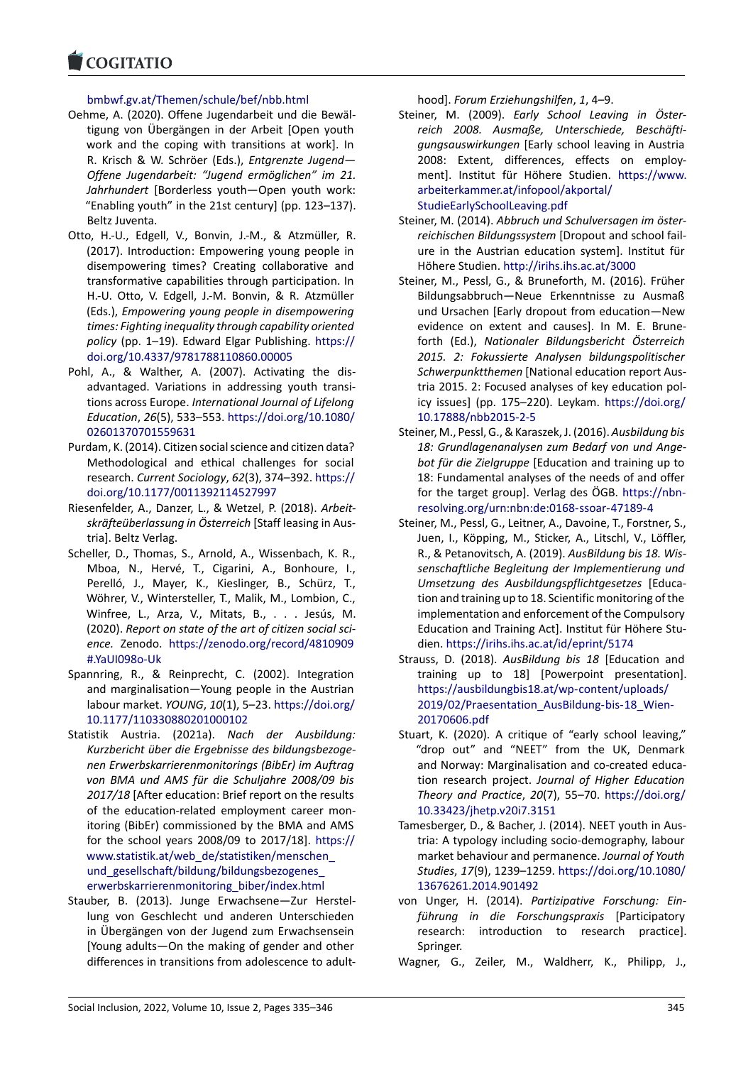bmbwf.gv.at/Themen/schule/bef/nbb.html

Oehme, A. (2020). Offene Jugendarbeit und die Bewältigung von Übergängen in der Arbeit [Open youth work and the coping with transitions at work]. In R. Krisch & W. Schröer (Eds.), *Entgrenzte Jugend—Offene Jugendarbeit: "Jugend ermöglichen" im 21. Jahrhundert* [Borderless youth—Open youth work: "Enabling youth" in the 21st century] (pp. 123–137). Beltz Juventa.

Otto, H.-U., Edgell, V., Bonvin, J.-M., & Atzmüller, R. (2017). Introduction: Empowering young people in disempowering times? Creating collaborative and transformative capabilities through participation. In H.-U. Otto, V. Edgell, J.-M. Bonvin, & R. Atzmüller (Eds.), *Empowering young people in disempowering times: Fighting inequality through capability oriented policy* (pp. 1–19). Edward Elgar Publishing. https://doi.org/10.4337/9781788110860.00005

Pohl, A., & Walther, A. (2007). Activating the disadvantaged. Variations in addressing youth transitions across Europe. *International Journal of Lifelong Education*, *26*(5), 533–553. https://doi.org/10.1080/02601370701559631

Purdam, K. (2014). Citizen social science and citizen data? Methodological and ethical challenges for social research. *Current Sociology*, *62*(3), 374–392. https://doi.org/10.1177/0011392114527997

Riesenfelder, A., Danzer, L., & Wetzel, P. (2018). *Arbeitskräfteüberlassung in Österreich* [Staff leasing in Austria]. Beltz Verlag.

Scheller, D., Thomas, S., Arnold, A., Wissenbach, K. R., Mboa, N., Hervé, T., Cigarini, A., Bonhoure, I., Perelló, J., Mayer, K., Kieslinger, B., Schürz, T., Wöhrer, V., Wintersteller, T., Malik, M., Lombion, C., Winfree, L., Arza, V., Mitats, B., . . . Jesús, M. (2020). *Report on state of the art of citizen social science.* Zenodo. https://zenodo.org/record/4810909#.YaUI098o-Uk

Spannring, R., & Reinprecht, C. (2002). Integration and marginalisation—Young people in the Austrian labour market. *YOUNG*, *10*(1), 5–23. https://doi.org/10.1177/110330880201000102

Statistik Austria. (2021a). *Nach der Ausbildung: Kurzbericht über die Ergebnisse des bildungsbezogenen Erwerbskarrierenmonitorings (BibEr) im Auftrag von BMA und AMS für die Schuljahre 2008/09 bis 2017/18* [After education: Brief report on the results of the education-related employment career monitoring (BibEr) commissioned by the BMA and AMS for the school years 2008/09 to 2017/18]. https://www.statistik.at/web_de/statistiken/menschen_und_gesellschaft/bildung/bildungsbezogenes_erwerbskarrierenmonitoring_biber/index.html

Stauber, B. (2013). Junge Erwachsene—Zur Herstellung von Geschlecht und anderen Unterschieden in Übergängen von der Jugend zum Erwachsensein [Young adults—On the making of gender and other differences in transitions from adolescence to adulthood]. *Forum Erziehungshilfen*, *1*, 4–9.

Steiner, M. (2009). *Early School Leaving in Österreich 2008. Ausmaße, Unterschiede, Beschäftigungsauswirkungen* [Early school leaving in Austria 2008: Extent, differences, effects on employment]. Institut für Höhere Studien. https://www.arbeiterkammer.at/infopool/akportal/StudieEarlySchoolLeaving.pdf

Steiner, M. (2014). *Abbruch und Schulversagen im österreichischen Bildungssystem* [Dropout and school failure in the Austrian education system]. Institut für Höhere Studien. http://irihs.ihs.ac.at/3000

Steiner, M., Pessl, G., & Bruneforth, M. (2016). Früher Bildungsabbruch—Neue Erkenntnisse zu Ausmaß und Ursachen [Early dropout from education—New evidence on extent and causes]. In M. E. Bruneforth (Ed.), *Nationaler Bildungsbericht Österreich 2015. 2: Fokussierte Analysen bildungspolitischer Schwerpunktthemen* [National education report Austria 2015. 2: Focused analyses of key education policy issues] (pp. 175–220). Leykam. https://doi.org/10.17888/nbb2015-2-5

Steiner, M., Pessl, G., & Karaszek, J. (2016). *Ausbildung bis 18: Grundlagenanalysen zum Bedarf von und Angebot für die Zielgruppe* [Education and training up to 18: Fundamental analyses of the needs of and offer for the target group]. Verlag des ÖGB. https://nbn-resolving.org/urn:nbn:de:0168-ssoar-47189-4

Steiner, M., Pessl, G., Leitner, A., Davoine, T., Forstner, S., Juen, I., Köpping, M., Sticker, A., Litschl, V., Löffler, R., & Petanovitsch, A. (2019). *AusBildung bis 18. Wissenschaftliche Begleitung der Implementierung und Umsetzung des Ausbildungspflichtgesetzes* [Education and training up to 18. Scientific monitoring of the implementation and enforcement of the Compulsory Education and Training Act]. Institut für Höhere Studien. https://irihs.ihs.ac.at/id/eprint/5174

Strauss, D. (2018). *AusBildung bis 18* [Education and training up to 18] [Powerpoint presentation]. https://ausbildungbis18.at/wp-content/uploads/2019/02/Praesentation_AusBildung-bis-18_Wien-20170606.pdf

Stuart, K. (2020). A critique of "early school leaving," "drop out" and "NEET" from the UK, Denmark and Norway: Marginalisation and co-created education research project. *Journal of Higher Education Theory and Practice*, *20*(7), 55–70. https://doi.org/10.33423/jhetp.v20i7.3151

Tamesberger, D., & Bacher, J. (2014). NEET youth in Austria: A typology including socio-demography, labour market behaviour and permanence. *Journal of Youth Studies*, *17*(9), 1239–1259. https://doi.org/10.1080/13676261.2014.901492

von Unger, H. (2014). *Partizipative Forschung: Einführung in die Forschungspraxis* [Participatory research: introduction to research practice]. Springer.

Wagner, G., Zeiler, M., Waldherr, K., Philipp, J.,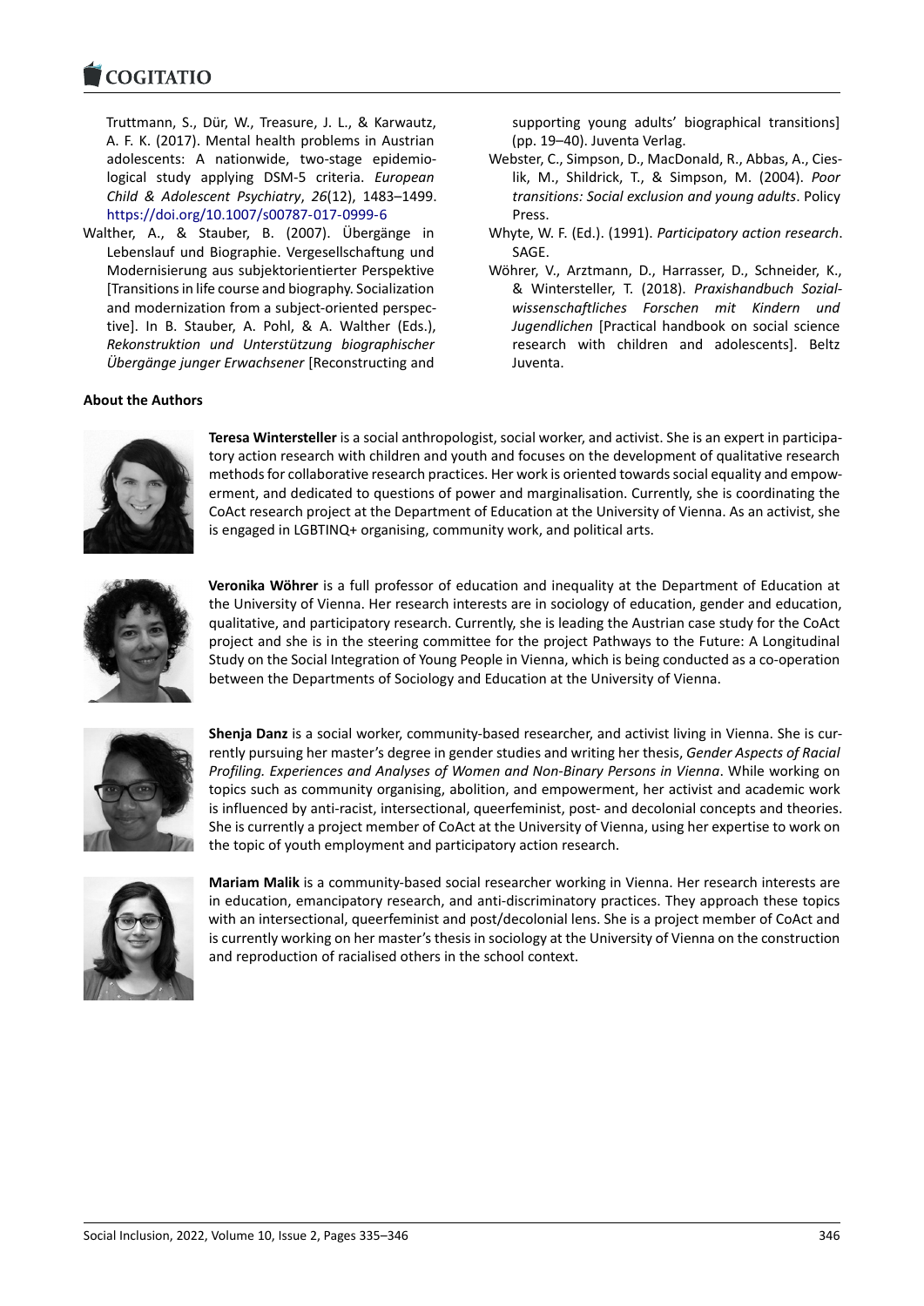Truttmann, S., Dür, W., Treasure, J. L., & Karwautz, A. F. K. (2017). Mental health problems in Austrian adolescents: A nationwide, two-stage epidemiological study applying DSM-5 criteria. *European Child & Adolescent Psychiatry*, *26*(12), 1483–1499. https://doi.org/10.1007/s00787-017-0999-6

Walther, A., & Stauber, B. (2007). Übergänge in Lebenslauf und Biographie. Vergesellschaftung und Modernisierung aus subjektorientierter Perspektive [Transitions in life course and biography. Socialization and modernization from a subject-oriented perspective]. In B. Stauber, A. Pohl, & A. Walther (Eds.), *Rekonstruktion und Unterstützung biographischer Übergänge junger Erwachsener* [Reconstructing and supporting young adults' biographical transitions] (pp. 19–40). Juventa Verlag.

Webster, C., Simpson, D., MacDonald, R., Abbas, A., Cieslik, M., Shildrick, T., & Simpson, M. (2004). *Poor transitions: Social exclusion and young adults*. Policy Press.

Whyte, W. F. (Ed.). (1991). *Participatory action research*. SAGE.

Wöhrer, V., Arztmann, D., Harrasser, D., Schneider, K., & Wintersteller, T. (2018). *Praxishandbuch Sozialwissenschaftliches Forschen mit Kindern und Jugendlichen* [Practical handbook on social science research with children and adolescents]. Beltz Juventa.

## About the Authors

**Teresa Wintersteller** is a social anthropologist, social worker, and activist. She is an expert in participatory action research with children and youth and focuses on the development of qualitative research methods for collaborative research practices. Her work is oriented towards social equality and empowerment, and dedicated to questions of power and marginalisation. Currently, she is coordinating the CoAct research project at the Department of Education at the University of Vienna. As an activist, she is engaged in LGBTINQ+ organising, community work, and political arts.

**Veronika Wöhrer** is a full professor of education and inequality at the Department of Education at the University of Vienna. Her research interests are in sociology of education, gender and education, qualitative, and participatory research. Currently, she is leading the Austrian case study for the CoAct project and she is in the steering committee for the project Pathways to the Future: A Longitudinal Study on the Social Integration of Young People in Vienna, which is being conducted as a co-operation between the Departments of Sociology and Education at the University of Vienna.

**Shenja Danz** is a social worker, community-based researcher, and activist living in Vienna. She is currently pursuing her master's degree in gender studies and writing her thesis, *Gender Aspects of Racial Profiling. Experiences and Analyses of Women and Non-Binary Persons in Vienna*. While working on topics such as community organising, abolition, and empowerment, her activist and academic work is influenced by anti-racist, intersectional, queerfeminist, post- and decolonial concepts and theories. She is currently a project member of CoAct at the University of Vienna, using her expertise to work on the topic of youth employment and participatory action research.

**Mariam Malik** is a community-based social researcher working in Vienna. Her research interests are in education, emancipatory research, and anti-discriminatory practices. They approach these topics with an intersectional, queerfeminist and post/decolonial lens. She is a project member of CoAct and is currently working on her master's thesis in sociology at the University of Vienna on the construction and reproduction of racialised others in the school context.